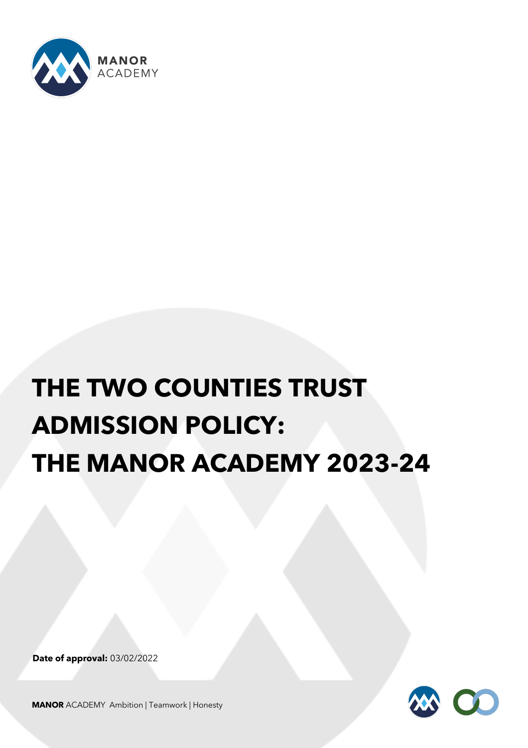MANOR
ACADEMY

# THE TWO COUNTIES TRUST ADMISSION POLICY: THE MANOR ACADEMY 2023-24

**Date of approval:** 03/02/2022

**MANOR** ACADEMY Ambition | Teamwork | Honesty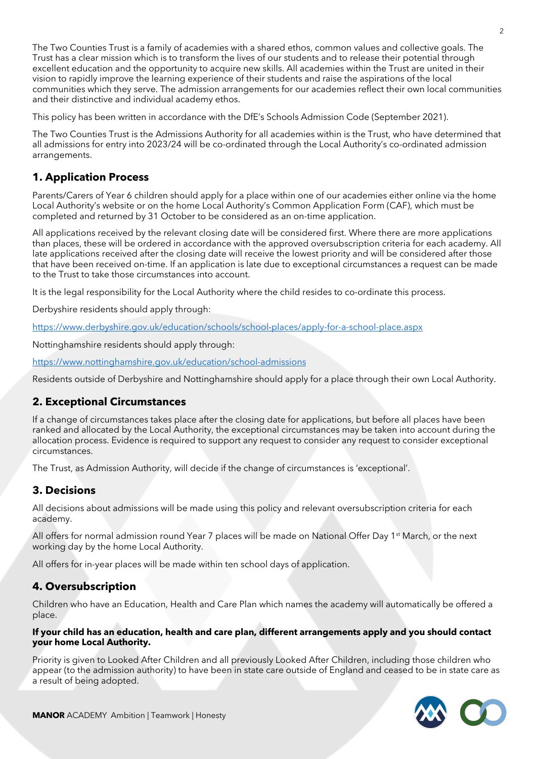The Two Counties Trust is a family of academies with a shared ethos, common values and collective goals. The Trust has a clear mission which is to transform the lives of our students and to release their potential through excellent education and the opportunity to acquire new skills. All academies within the Trust are united in their vision to rapidly improve the learning experience of their students and raise the aspirations of the local communities which they serve. The admission arrangements for our academies reflect their own local communities and their distinctive and individual academy ethos.

This policy has been written in accordance with the DfE's Schools Admission Code (September 2021).

The Two Counties Trust is the Admissions Authority for all academies within is the Trust, who have determined that all admissions for entry into 2023/24 will be co-ordinated through the Local Authority's co-ordinated admission arrangements.

## 1. Application Process

Parents/Carers of Year 6 children should apply for a place within one of our academies either online via the home Local Authority's website or on the home Local Authority's Common Application Form (CAF), which must be completed and returned by 31 October to be considered as an on-time application.

All applications received by the relevant closing date will be considered first. Where there are more applications than places, these will be ordered in accordance with the approved oversubscription criteria for each academy. All late applications received after the closing date will receive the lowest priority and will be considered after those that have been received on-time. If an application is late due to exceptional circumstances a request can be made to the Trust to take those circumstances into account.

It is the legal responsibility for the Local Authority where the child resides to co-ordinate this process.

Derbyshire residents should apply through:

https://www.derbyshire.gov.uk/education/schools/school-places/apply-for-a-school-place.aspx

Nottinghamshire residents should apply through:

https://www.nottinghamshire.gov.uk/education/school-admissions

Residents outside of Derbyshire and Nottinghamshire should apply for a place through their own Local Authority.

## 2. Exceptional Circumstances

If a change of circumstances takes place after the closing date for applications, but before all places have been ranked and allocated by the Local Authority, the exceptional circumstances may be taken into account during the allocation process. Evidence is required to support any request to consider any request to consider exceptional circumstances.

The Trust, as Admission Authority, will decide if the change of circumstances is 'exceptional'.

## 3. Decisions

All decisions about admissions will be made using this policy and relevant oversubscription criteria for each academy.

All offers for normal admission round Year 7 places will be made on National Offer Day 1st March, or the next working day by the home Local Authority.

All offers for in-year places will be made within ten school days of application.

## 4. Oversubscription

Children who have an Education, Health and Care Plan which names the academy will automatically be offered a place.

**If your child has an education, health and care plan, different arrangements apply and you should contact your home Local Authority.**

Priority is given to Looked After Children and all previously Looked After Children, including those children who appear (to the admission authority) to have been in state care outside of England and ceased to be in state care as a result of being adopted.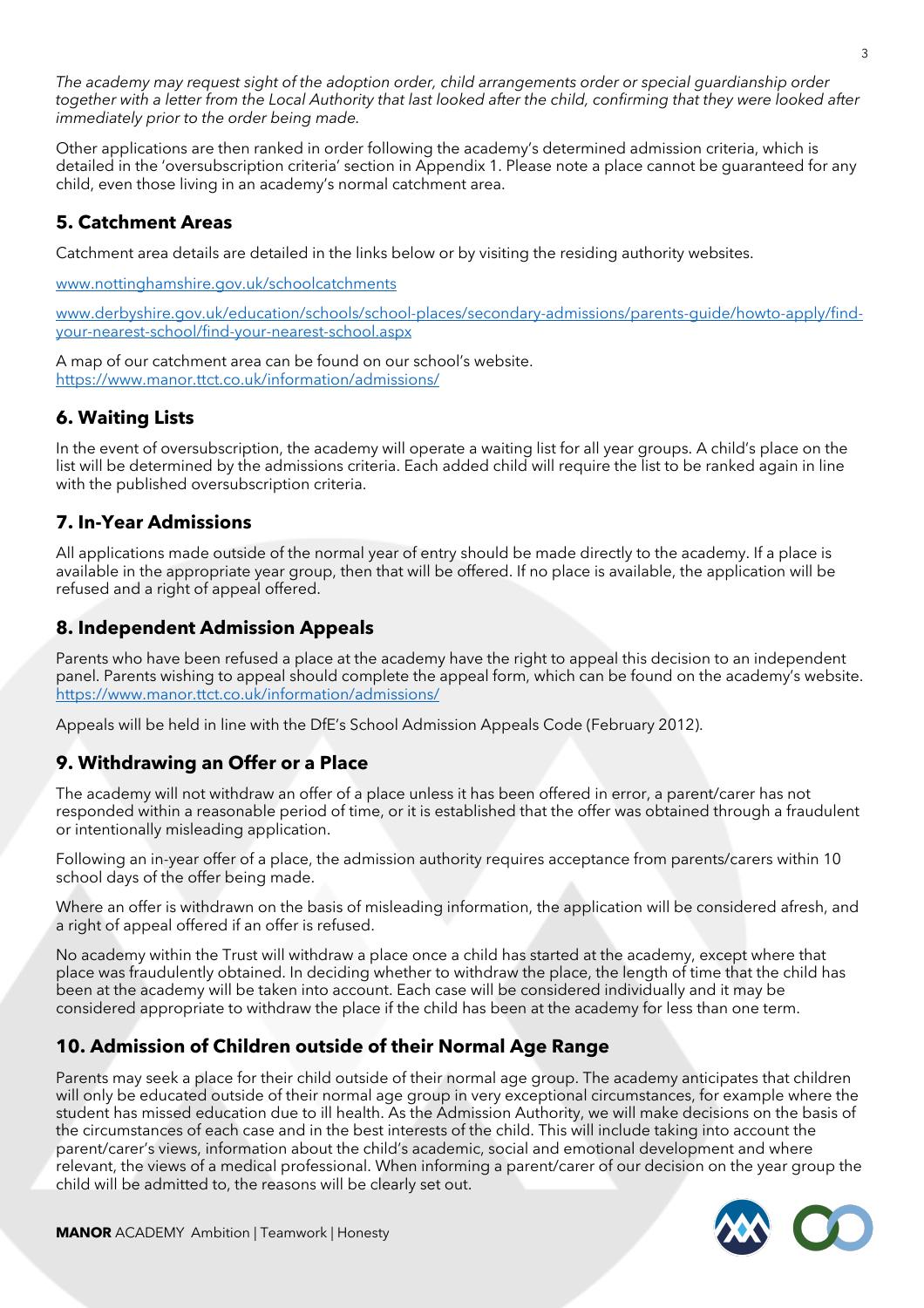*The academy may request sight of the adoption order, child arrangements order or special guardianship order together with a letter from the Local Authority that last looked after the child, confirming that they were looked after immediately prior to the order being made.*

Other applications are then ranked in order following the academy's determined admission criteria, which is detailed in the 'oversubscription criteria' section in Appendix 1. Please note a place cannot be guaranteed for any child, even those living in an academy's normal catchment area.

## 5. Catchment Areas

Catchment area details are detailed in the links below or by visiting the residing authority websites.

www.nottinghamshire.gov.uk/schoolcatchments

www.derbyshire.gov.uk/education/schools/school-places/secondary-admissions/parents-guide/howto-apply/find-your-nearest-school/find-your-nearest-school.aspx

A map of our catchment area can be found on our school's website.
https://www.manor.ttct.co.uk/information/admissions/

## 6. Waiting Lists

In the event of oversubscription, the academy will operate a waiting list for all year groups. A child's place on the list will be determined by the admissions criteria. Each added child will require the list to be ranked again in line with the published oversubscription criteria.

## 7. In-Year Admissions

All applications made outside of the normal year of entry should be made directly to the academy. If a place is available in the appropriate year group, then that will be offered. If no place is available, the application will be refused and a right of appeal offered.

## 8. Independent Admission Appeals

Parents who have been refused a place at the academy have the right to appeal this decision to an independent panel. Parents wishing to appeal should complete the appeal form, which can be found on the academy's website.
https://www.manor.ttct.co.uk/information/admissions/

Appeals will be held in line with the DfE's School Admission Appeals Code (February 2012).

## 9. Withdrawing an Offer or a Place

The academy will not withdraw an offer of a place unless it has been offered in error, a parent/carer has not responded within a reasonable period of time, or it is established that the offer was obtained through a fraudulent or intentionally misleading application.

Following an in-year offer of a place, the admission authority requires acceptance from parents/carers within 10 school days of the offer being made.

Where an offer is withdrawn on the basis of misleading information, the application will be considered afresh, and a right of appeal offered if an offer is refused.

No academy within the Trust will withdraw a place once a child has started at the academy, except where that place was fraudulently obtained. In deciding whether to withdraw the place, the length of time that the child has been at the academy will be taken into account. Each case will be considered individually and it may be considered appropriate to withdraw the place if the child has been at the academy for less than one term.

## 10. Admission of Children outside of their Normal Age Range

Parents may seek a place for their child outside of their normal age group. The academy anticipates that children will only be educated outside of their normal age group in very exceptional circumstances, for example where the student has missed education due to ill health. As the Admission Authority, we will make decisions on the basis of the circumstances of each case and in the best interests of the child. This will include taking into account the parent/carer's views, information about the child's academic, social and emotional development and where relevant, the views of a medical professional. When informing a parent/carer of our decision on the year group the child will be admitted to, the reasons will be clearly set out.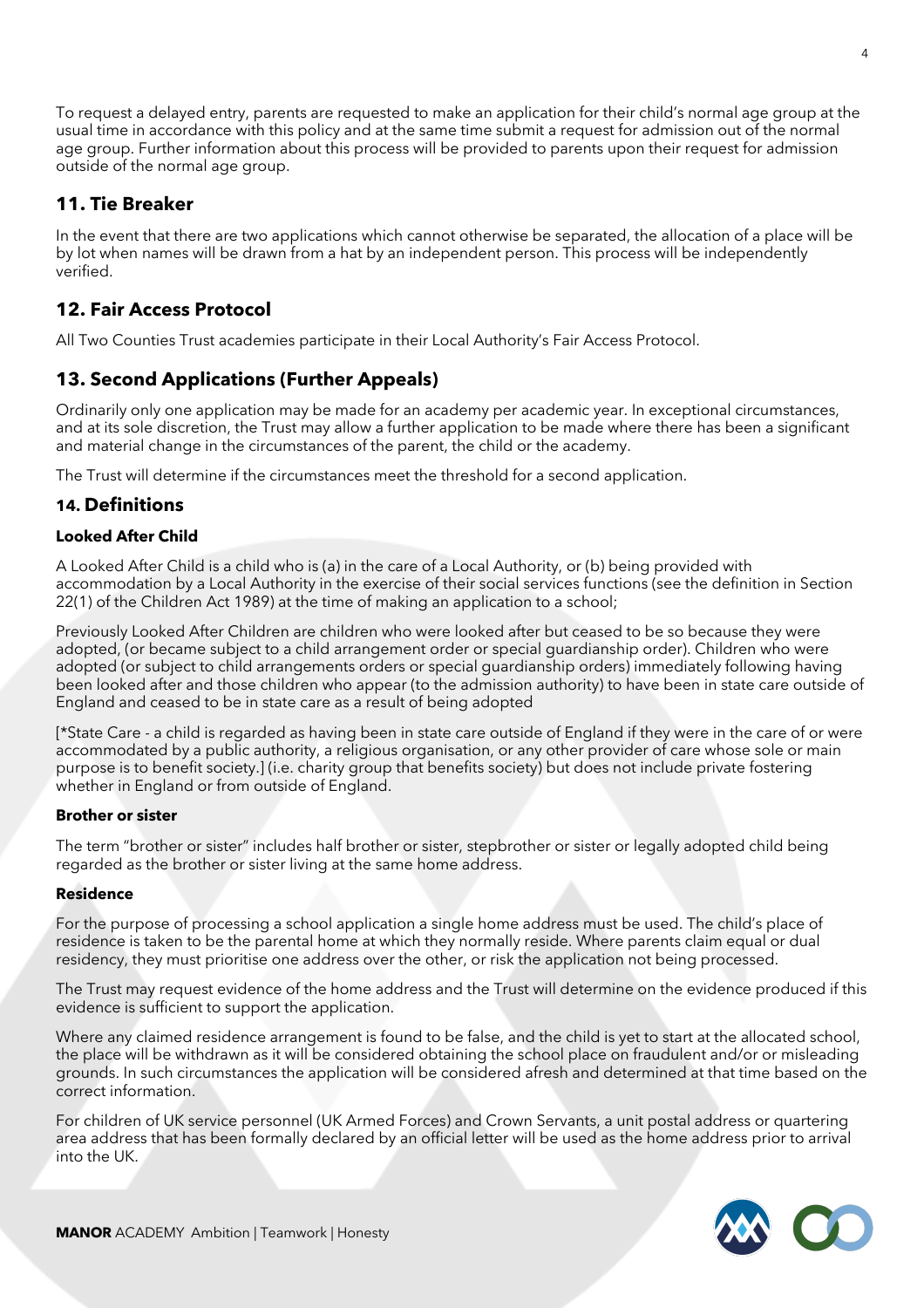To request a delayed entry, parents are requested to make an application for their child's normal age group at the usual time in accordance with this policy and at the same time submit a request for admission out of the normal age group. Further information about this process will be provided to parents upon their request for admission outside of the normal age group.

## 11. Tie Breaker

In the event that there are two applications which cannot otherwise be separated, the allocation of a place will be by lot when names will be drawn from a hat by an independent person. This process will be independently verified.

## 12. Fair Access Protocol

All Two Counties Trust academies participate in their Local Authority's Fair Access Protocol.

## 13. Second Applications (Further Appeals)

Ordinarily only one application may be made for an academy per academic year. In exceptional circumstances, and at its sole discretion, the Trust may allow a further application to be made where there has been a significant and material change in the circumstances of the parent, the child or the academy.

The Trust will determine if the circumstances meet the threshold for a second application.

## 14. Definitions

### Looked After Child

A Looked After Child is a child who is (a) in the care of a Local Authority, or (b) being provided with accommodation by a Local Authority in the exercise of their social services functions (see the definition in Section 22(1) of the Children Act 1989) at the time of making an application to a school;

Previously Looked After Children are children who were looked after but ceased to be so because they were adopted, (or became subject to a child arrangement order or special guardianship order). Children who were adopted (or subject to child arrangements orders or special guardianship orders) immediately following having been looked after and those children who appear (to the admission authority) to have been in state care outside of England and ceased to be in state care as a result of being adopted

[*State Care - a child is regarded as having been in state care outside of England if they were in the care of or were accommodated by a public authority, a religious organisation, or any other provider of care whose sole or main purpose is to benefit society.] (i.e. charity group that benefits society) but does not include private fostering whether in England or from outside of England.

### Brother or sister

The term "brother or sister" includes half brother or sister, stepbrother or sister or legally adopted child being regarded as the brother or sister living at the same home address.

### Residence

For the purpose of processing a school application a single home address must be used. The child's place of residence is taken to be the parental home at which they normally reside. Where parents claim equal or dual residency, they must prioritise one address over the other, or risk the application not being processed.

The Trust may request evidence of the home address and the Trust will determine on the evidence produced if this evidence is sufficient to support the application.

Where any claimed residence arrangement is found to be false, and the child is yet to start at the allocated school, the place will be withdrawn as it will be considered obtaining the school place on fraudulent and/or or misleading grounds. In such circumstances the application will be considered afresh and determined at that time based on the correct information.

For children of UK service personnel (UK Armed Forces) and Crown Servants, a unit postal address or quartering area address that has been formally declared by an official letter will be used as the home address prior to arrival into the UK.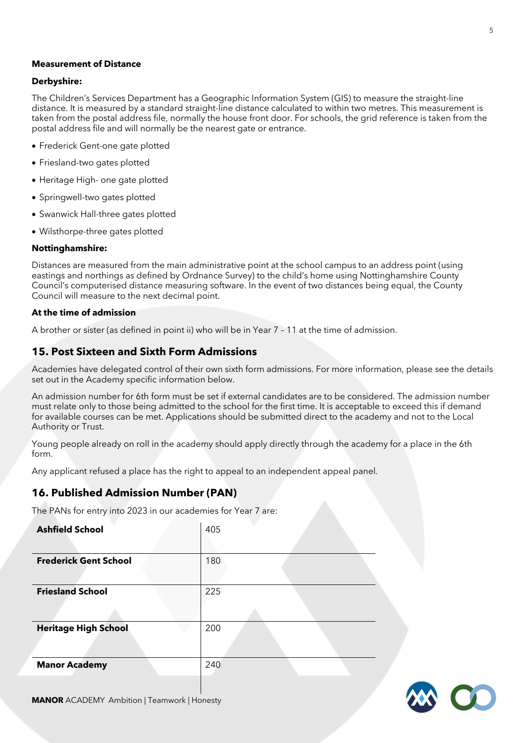**Measurement of Distance**

**Derbyshire:**

The Children's Services Department has a Geographic Information System (GIS) to measure the straight-line distance. It is measured by a standard straight-line distance calculated to within two metres. This measurement is taken from the postal address file, normally the house front door. For schools, the grid reference is taken from the postal address file and will normally be the nearest gate or entrance.

- Frederick Gent-one gate plotted
- Friesland-two gates plotted
- Heritage High- one gate plotted
- Springwell-two gates plotted
- Swanwick Hall-three gates plotted
- Wilsthorpe-three gates plotted

**Nottinghamshire:**

Distances are measured from the main administrative point at the school campus to an address point (using eastings and northings as defined by Ordnance Survey) to the child's home using Nottinghamshire County Council's computerised distance measuring software. In the event of two distances being equal, the County Council will measure to the next decimal point.

**At the time of admission**

A brother or sister (as defined in point ii) who will be in Year 7 – 11 at the time of admission.

## 15. Post Sixteen and Sixth Form Admissions

Academies have delegated control of their own sixth form admissions. For more information, please see the details set out in the Academy specific information below.

An admission number for 6th form must be set if external candidates are to be considered. The admission number must relate only to those being admitted to the school for the first time. It is acceptable to exceed this if demand for available courses can be met. Applications should be submitted direct to the academy and not to the Local Authority or Trust.

Young people already on roll in the academy should apply directly through the academy for a place in the 6th form.

Any applicant refused a place has the right to appeal to an independent appeal panel.

## 16. Published Admission Number (PAN)

The PANs for entry into 2023 in our academies for Year 7 are:

| Academy | PAN |
|---|---|
| **Ashfield School** | 405 |
| **Frederick Gent School** | 180 |
| **Friesland School** | 225 |
| **Heritage High School** | 200 |
| **Manor Academy** | 240 |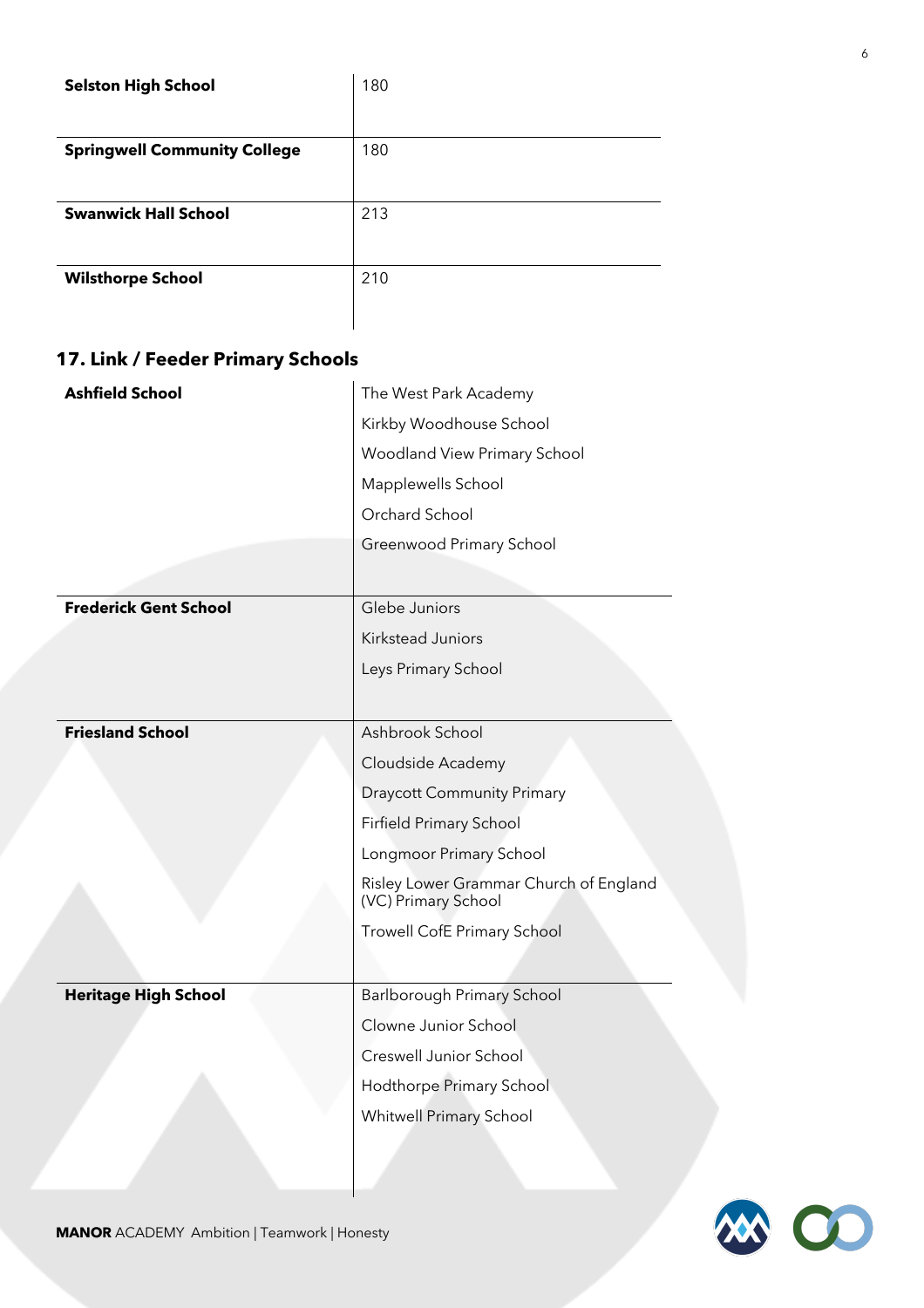| | |
|---|---|
| **Selston High School** | 180 |
| **Springwell Community College** | 180 |
| **Swanwick Hall School** | 213 |
| **Wilsthorpe School** | 210 |

## 17. Link / Feeder Primary Schools

| | |
|---|---|
| **Ashfield School** | The West Park Academy<br>Kirkby Woodhouse School<br>Woodland View Primary School<br>Mapplewells School<br>Orchard School<br>Greenwood Primary School |
| **Frederick Gent School** | Glebe Juniors<br>Kirkstead Juniors<br>Leys Primary School |
| **Friesland School** | Ashbrook School<br>Cloudside Academy<br>Draycott Community Primary<br>Firfield Primary School<br>Longmoor Primary School<br>Risley Lower Grammar Church of England (VC) Primary School<br>Trowell CofE Primary School |
| **Heritage High School** | Barlborough Primary School<br>Clowne Junior School<br>Creswell Junior School<br>Hodthorpe Primary School<br>Whitwell Primary School |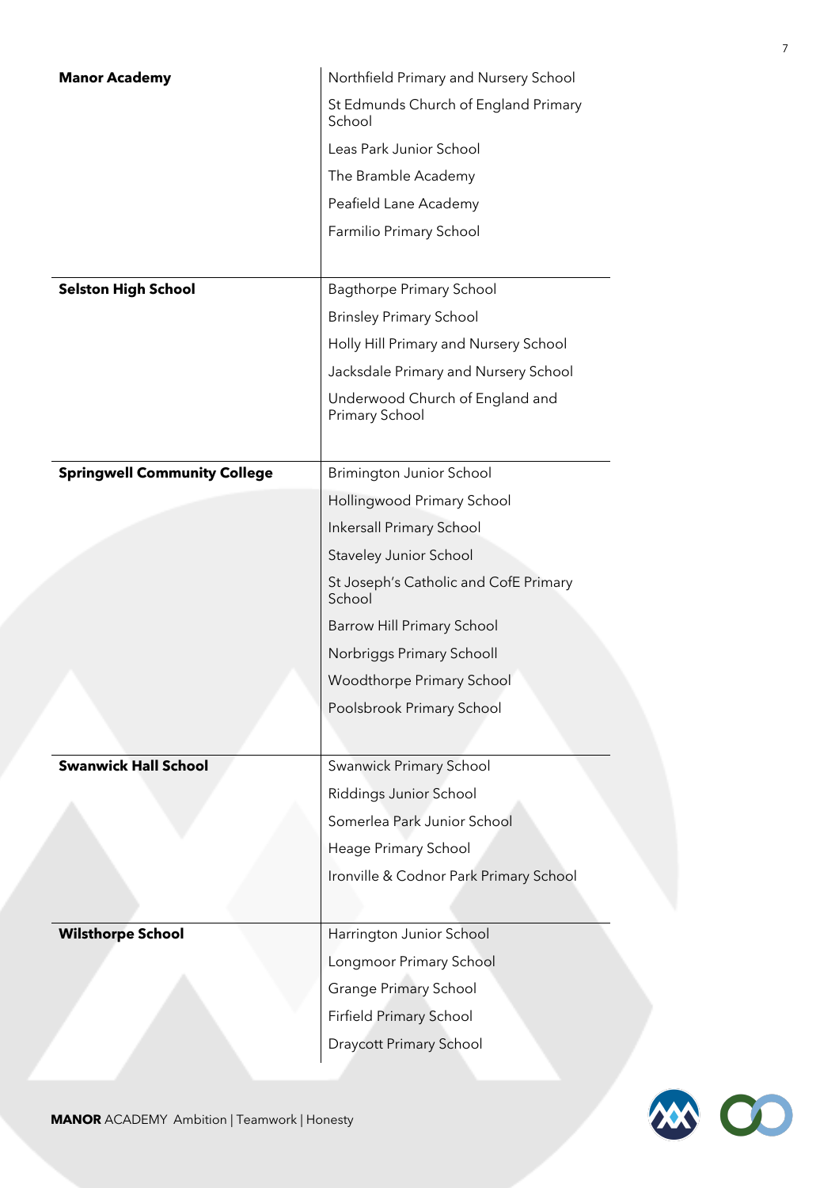| | |
|---|---|
| **Manor Academy** | Northfield Primary and Nursery School |
| | St Edmunds Church of England Primary School |
| | Leas Park Junior School |
| | The Bramble Academy |
| | Peafield Lane Academy |
| | Farmilio Primary School |
| **Selston High School** | Bagthorpe Primary School |
| | Brinsley Primary School |
| | Holly Hill Primary and Nursery School |
| | Jacksdale Primary and Nursery School |
| | Underwood Church of England and Primary School |
| **Springwell Community College** | Brimington Junior School |
| | Hollingwood Primary School |
| | Inkersall Primary School |
| | Staveley Junior School |
| | St Joseph's Catholic and CofE Primary School |
| | Barrow Hill Primary School |
| | Norbriggs Primary Schooll |
| | Woodthorpe Primary School |
| | Poolsbrook Primary School |
| **Swanwick Hall School** | Swanwick Primary School |
| | Riddings Junior School |
| | Somerlea Park Junior School |
| | Heage Primary School |
| | Ironville & Codnor Park Primary School |
| **Wilsthorpe School** | Harrington Junior School |
| | Longmoor Primary School |
| | Grange Primary School |
| | Firfield Primary School |
| | Draycott Primary School |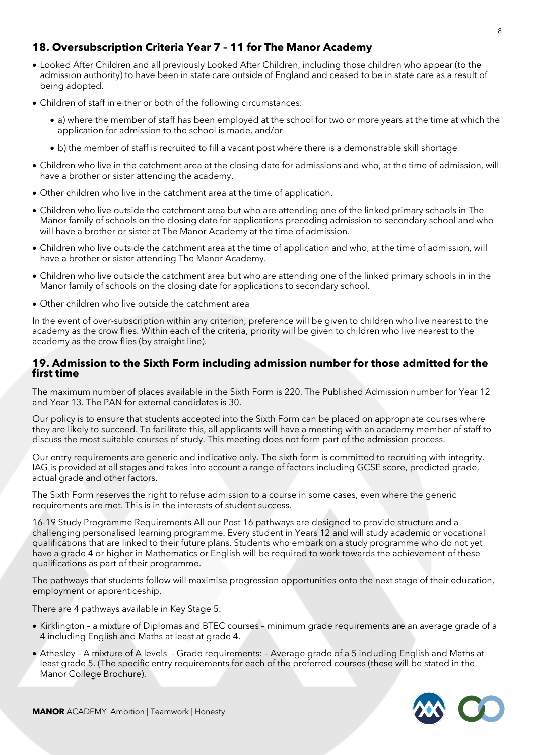## 18. Oversubscription Criteria Year 7 – 11 for The Manor Academy

- Looked After Children and all previously Looked After Children, including those children who appear (to the admission authority) to have been in state care outside of England and ceased to be in state care as a result of being adopted.
- Children of staff in either or both of the following circumstances:
  - a) where the member of staff has been employed at the school for two or more years at the time at which the application for admission to the school is made, and/or
  - b) the member of staff is recruited to fill a vacant post where there is a demonstrable skill shortage
- Children who live in the catchment area at the closing date for admissions and who, at the time of admission, will have a brother or sister attending the academy.
- Other children who live in the catchment area at the time of application.
- Children who live outside the catchment area but who are attending one of the linked primary schools in The Manor family of schools on the closing date for applications preceding admission to secondary school and who will have a brother or sister at The Manor Academy at the time of admission.
- Children who live outside the catchment area at the time of application and who, at the time of admission, will have a brother or sister attending The Manor Academy.
- Children who live outside the catchment area but who are attending one of the linked primary schools in in the Manor family of schools on the closing date for applications to secondary school.
- Other children who live outside the catchment area

In the event of over-subscription within any criterion, preference will be given to children who live nearest to the academy as the crow flies. Within each of the criteria, priority will be given to children who live nearest to the academy as the crow flies (by straight line).

## 19. Admission to the Sixth Form including admission number for those admitted for the first time

The maximum number of places available in the Sixth Form is 220. The Published Admission number for Year 12 and Year 13. The PAN for external candidates is 30.

Our policy is to ensure that students accepted into the Sixth Form can be placed on appropriate courses where they are likely to succeed. To facilitate this, all applicants will have a meeting with an academy member of staff to discuss the most suitable courses of study. This meeting does not form part of the admission process.

Our entry requirements are generic and indicative only. The sixth form is committed to recruiting with integrity. IAG is provided at all stages and takes into account a range of factors including GCSE score, predicted grade, actual grade and other factors.

The Sixth Form reserves the right to refuse admission to a course in some cases, even where the generic requirements are met. This is in the interests of student success.

16-19 Study Programme Requirements All our Post 16 pathways are designed to provide structure and a challenging personalised learning programme. Every student in Years 12 and will study academic or vocational qualifications that are linked to their future plans. Students who embark on a study programme who do not yet have a grade 4 or higher in Mathematics or English will be required to work towards the achievement of these qualifications as part of their programme.

The pathways that students follow will maximise progression opportunities onto the next stage of their education, employment or apprenticeship.

There are 4 pathways available in Key Stage 5:

- Kirklington – a mixture of Diplomas and BTEC courses – minimum grade requirements are an average grade of a 4 including English and Maths at least at grade 4.
- Athesley – A mixture of A levels - Grade requirements: – Average grade of a 5 including English and Maths at least grade 5. (The specific entry requirements for each of the preferred courses (these will be stated in the Manor College Brochure).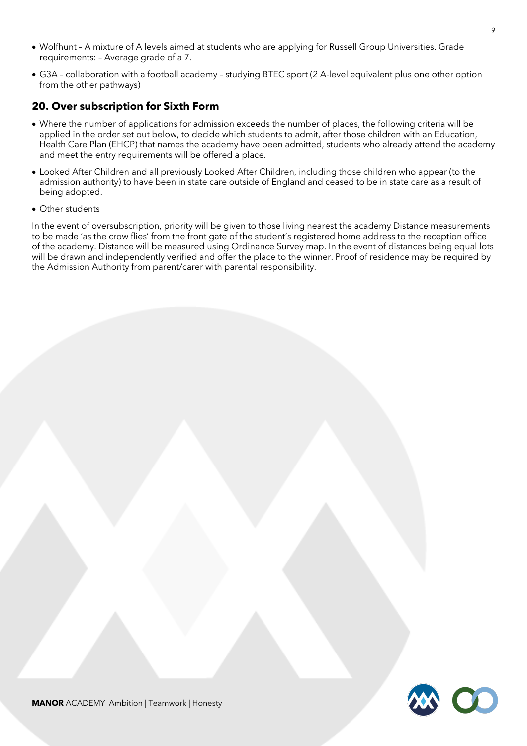- Wolfhunt – A mixture of A levels aimed at students who are applying for Russell Group Universities. Grade requirements: – Average grade of a 7.
- G3A – collaboration with a football academy – studying BTEC sport (2 A-level equivalent plus one other option from the other pathways)

## 20. Over subscription for Sixth Form

- Where the number of applications for admission exceeds the number of places, the following criteria will be applied in the order set out below, to decide which students to admit, after those children with an Education, Health Care Plan (EHCP) that names the academy have been admitted, students who already attend the academy and meet the entry requirements will be offered a place.
- Looked After Children and all previously Looked After Children, including those children who appear (to the admission authority) to have been in state care outside of England and ceased to be in state care as a result of being adopted.
- Other students

In the event of oversubscription, priority will be given to those living nearest the academy Distance measurements to be made 'as the crow flies' from the front gate of the student's registered home address to the reception office of the academy. Distance will be measured using Ordinance Survey map. In the event of distances being equal lots will be drawn and independently verified and offer the place to the winner. Proof of residence may be required by the Admission Authority from parent/carer with parental responsibility.